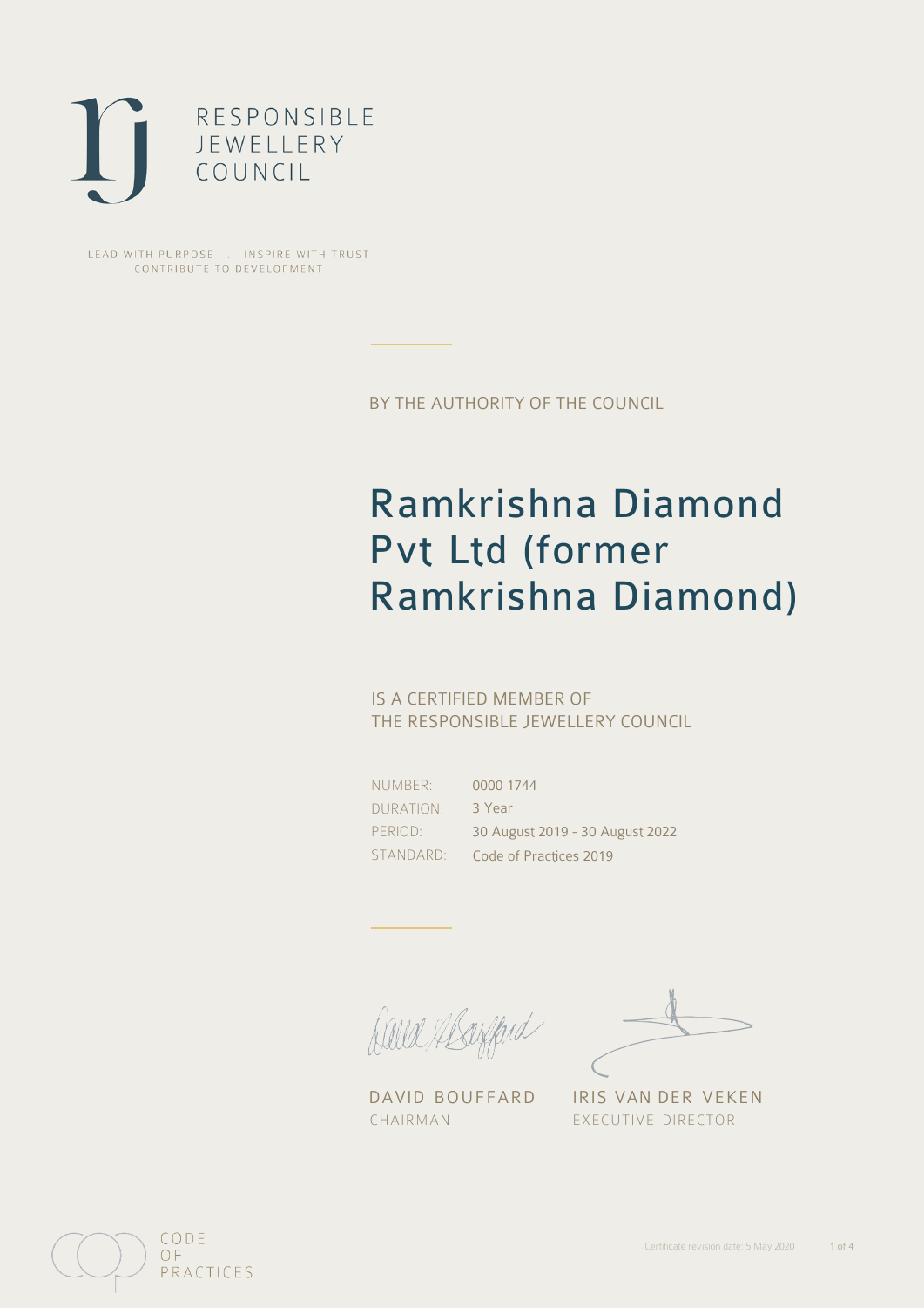RESPONSIBLE
JEWELLERY
COUNCIL

LEAD WITH PURPOSE . INSPIRE WITH TRUST
CONTRIBUTE TO DEVELOPMENT

BY THE AUTHORITY OF THE COUNCIL

# Ramkrishna Diamond Pvt Ltd (former Ramkrishna Diamond)

IS A CERTIFIED MEMBER OF
THE RESPONSIBLE JEWELLERY COUNCIL

| | |
|---|---|
| NUMBER: | 0000 1744 |
| DURATION: | 3 Year |
| PERIOD: | 30 August 2019 - 30 August 2022 |
| STANDARD: | Code of Practices 2019 |

DAVID BOUFFARD
CHAIRMAN

IRIS VAN DER VEKEN
EXECUTIVE DIRECTOR

CODE
OF
PRACTICES

Certificate revision date: 5 May 2020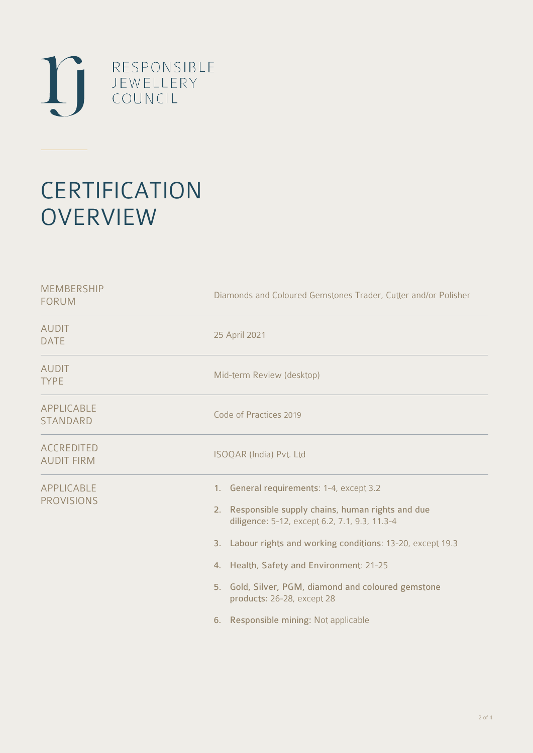RESPONSIBLE
JEWELLERY
COUNCIL

# CERTIFICATION OVERVIEW

| | |
|---|---|
| MEMBERSHIP FORUM | Diamonds and Coloured Gemstones Trader, Cutter and/or Polisher |
| AUDIT DATE | 25 April 2021 |
| AUDIT TYPE | Mid-term Review (desktop) |
| APPLICABLE STANDARD | Code of Practices 2019 |
| ACCREDITED AUDIT FIRM | ISOQAR (India) Pvt. Ltd |
| APPLICABLE PROVISIONS | 1. **General requirements**: 1-4, except 3.2<br>2. **Responsible supply chains, human rights and due diligence**: 5-12, except 6.2, 7.1, 9.3, 11.3-4<br>3. **Labour rights and working conditions**: 13-20, except 19.3<br>4. **Health, Safety and Environment**: 21-25<br>5. **Gold, Silver, PGM, diamond and coloured gemstone products**: 26-28, except 28<br>6. **Responsible mining**: Not applicable |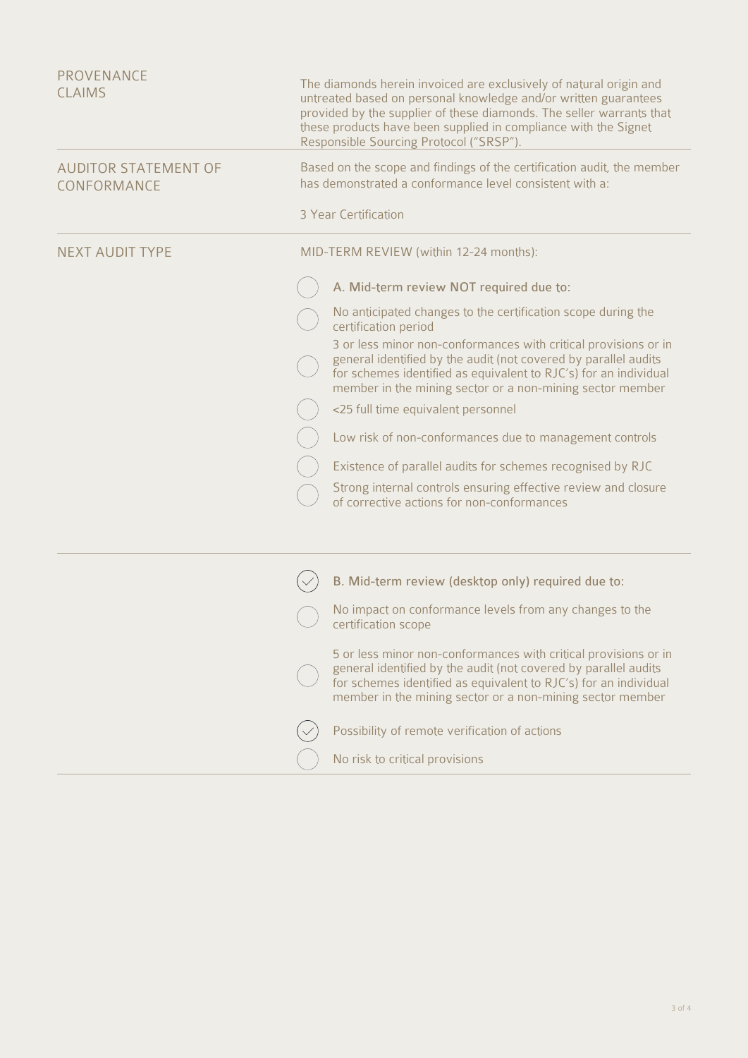**PROVENANCE CLAIMS**

The diamonds herein invoiced are exclusively of natural origin and untreated based on personal knowledge and/or written guarantees provided by the supplier of these diamonds. The seller warrants that these products have been supplied in compliance with the Signet Responsible Sourcing Protocol ("SRSP").

**AUDITOR STATEMENT OF CONFORMANCE**

Based on the scope and findings of the certification audit, the member has demonstrated a conformance level consistent with a:

3 Year Certification

**NEXT AUDIT TYPE**

MID-TERM REVIEW (within 12-24 months):

- [ ] A. Mid-term review NOT required due to:
- [ ] No anticipated changes to the certification scope during the certification period
- [ ] 3 or less minor non-conformances with critical provisions or in general identified by the audit (not covered by parallel audits for schemes identified as equivalent to RJC's) for an individual member in the mining sector or a non-mining sector member
- [ ] <25 full time equivalent personnel
- [ ] Low risk of non-conformances due to management controls
- [ ] Existence of parallel audits for schemes recognised by RJC
- [ ] Strong internal controls ensuring effective review and closure of corrective actions for non-conformances

- [x] B. Mid-term review (desktop only) required due to:
- [ ] No impact on conformance levels from any changes to the certification scope
- [ ] 5 or less minor non-conformances with critical provisions or in general identified by the audit (not covered by parallel audits for schemes identified as equivalent to RJC's) for an individual member in the mining sector or a non-mining sector member
- [x] Possibility of remote verification of actions
- [ ] No risk to critical provisions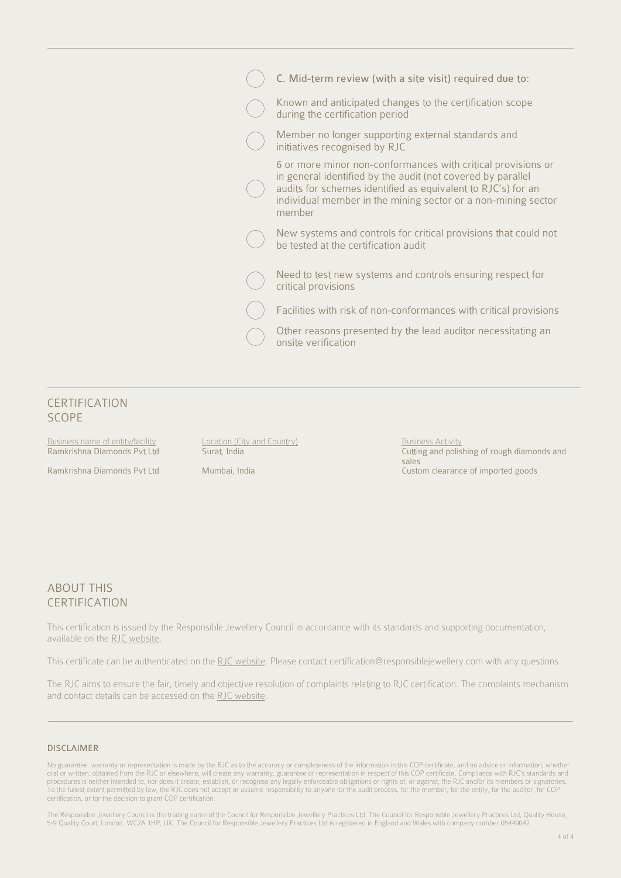C. Mid-term review (with a site visit) required due to:

- Known and anticipated changes to the certification scope during the certification period
- Member no longer supporting external standards and initiatives recognised by RJC
- 6 or more minor non-conformances with critical provisions or in general identified by the audit (not covered by parallel audits for schemes identified as equivalent to RJC's) for an individual member in the mining sector or a non-mining sector member
- New systems and controls for critical provisions that could not be tested at the certification audit
- Need to test new systems and controls ensuring respect for critical provisions
- Facilities with risk of non-conformances with critical provisions
- Other reasons presented by the lead auditor necessitating an onsite verification

## CERTIFICATION SCOPE

| Business name of entity/facility | Location (City and Country) | Business Activity |
| --- | --- | --- |
| Ramkrishna Diamonds Pvt Ltd | Surat, India | Cutting and polishing of rough diamonds and sales |
| Ramkrishna Diamonds Pvt Ltd | Mumbai, India | Custom clearance of imported goods |

## ABOUT THIS CERTIFICATION

This certification is issued by the Responsible Jewellery Council in accordance with its standards and supporting documentation, available on the RJC website.

This certificate can be authenticated on the RJC website. Please contact certification@responsiblejewellery.com with any questions.

The RJC aims to ensure the fair, timely and objective resolution of complaints relating to RJC certification. The complaints mechanism and contact details can be accessed on the RJC website.

### DISCLAIMER

No guarantee, warranty or representation is made by the RJC as to the accuracy or completeness of the information in this COP certificate, and no advice or information, whether oral or written, obtained from the RJC or elsewhere, will create any warranty, guarantee or representation in respect of this COP certificate. Compliance with RJC's standards and procedures is neither intended to, nor does it create, establish, or recognise any legally enforceable obligations or rights of, or against, the RJC and/or its members or signatories. To the fullest extent permitted by law, the RJC does not accept or assume responsibility to anyone for the audit process, for the member, for the entity, for the auditor, for COP certification, or for the decision to grant COP certification.

The Responsible Jewellery Council is the trading name of the Council for Responsible Jewellery Practices Ltd. The Council for Responsible Jewellery Practices Ltd, Quality House, 5-9 Quality Court, London, WC2A 1HP, UK. The Council for Responsible Jewellery Practices Ltd is registered in England and Wales with company number 05449042.